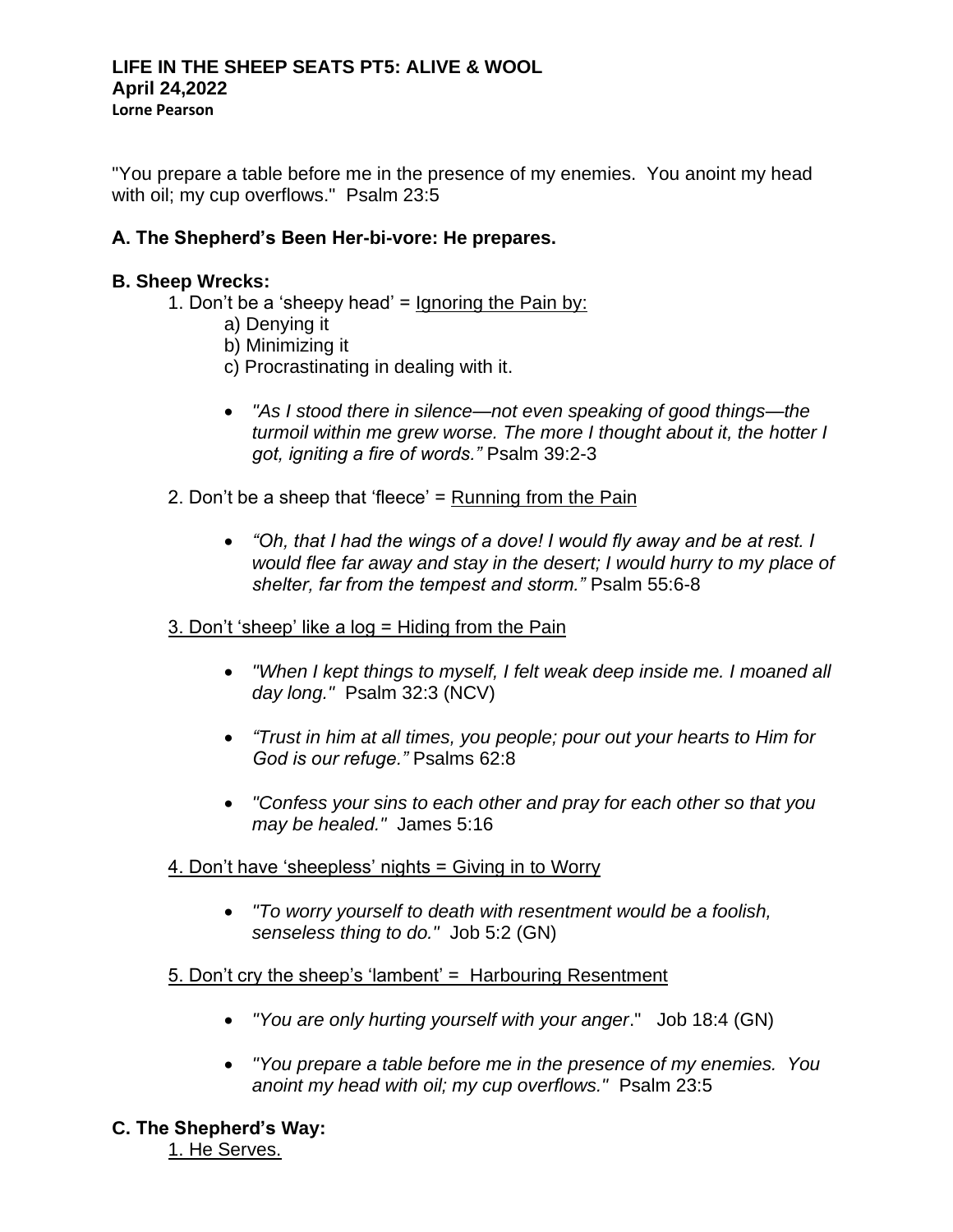**LIFE IN THE SHEEP SEATS PT5: ALIVE & WOOL**
**April 24,2022**
**Lorne Pearson**

"You prepare a table before me in the presence of my enemies. You anoint my head with oil; my cup overflows." Psalm 23:5

**A. The Shepherd's Been Her-bi-vore: He prepares.**

**B. Sheep Wrecks:**

1. Don't be a 'sheepy head' = Ignoring the Pain by:
   - a) Denying it
   - b) Minimizing it
   - c) Procrastinating in dealing with it.

   - *"As I stood there in silence—not even speaking of good things—the turmoil within me grew worse. The more I thought about it, the hotter I got, igniting a fire of words."* Psalm 39:2-3

2. Don't be a sheep that 'fleece' = Running from the Pain

   - *"Oh, that I had the wings of a dove! I would fly away and be at rest. I would flee far away and stay in the desert; I would hurry to my place of shelter, far from the tempest and storm."* Psalm 55:6-8

3. Don't 'sheep' like a log = Hiding from the Pain

   - *"When I kept things to myself, I felt weak deep inside me. I moaned all day long."* Psalm 32:3 (NCV)
   - *"Trust in him at all times, you people; pour out your hearts to Him for God is our refuge."* Psalms 62:8
   - *"Confess your sins to each other and pray for each other so that you may be healed."* James 5:16

4. Don't have 'sheepless' nights = Giving in to Worry

   - *"To worry yourself to death with resentment would be a foolish, senseless thing to do."* Job 5:2 (GN)

5. Don't cry the sheep's 'lambent' = Harbouring Resentment

   - *"You are only hurting yourself with your anger*." Job 18:4 (GN)
   - *"You prepare a table before me in the presence of my enemies. You anoint my head with oil; my cup overflows."* Psalm 23:5

**C. The Shepherd's Way:**

1. He Serves.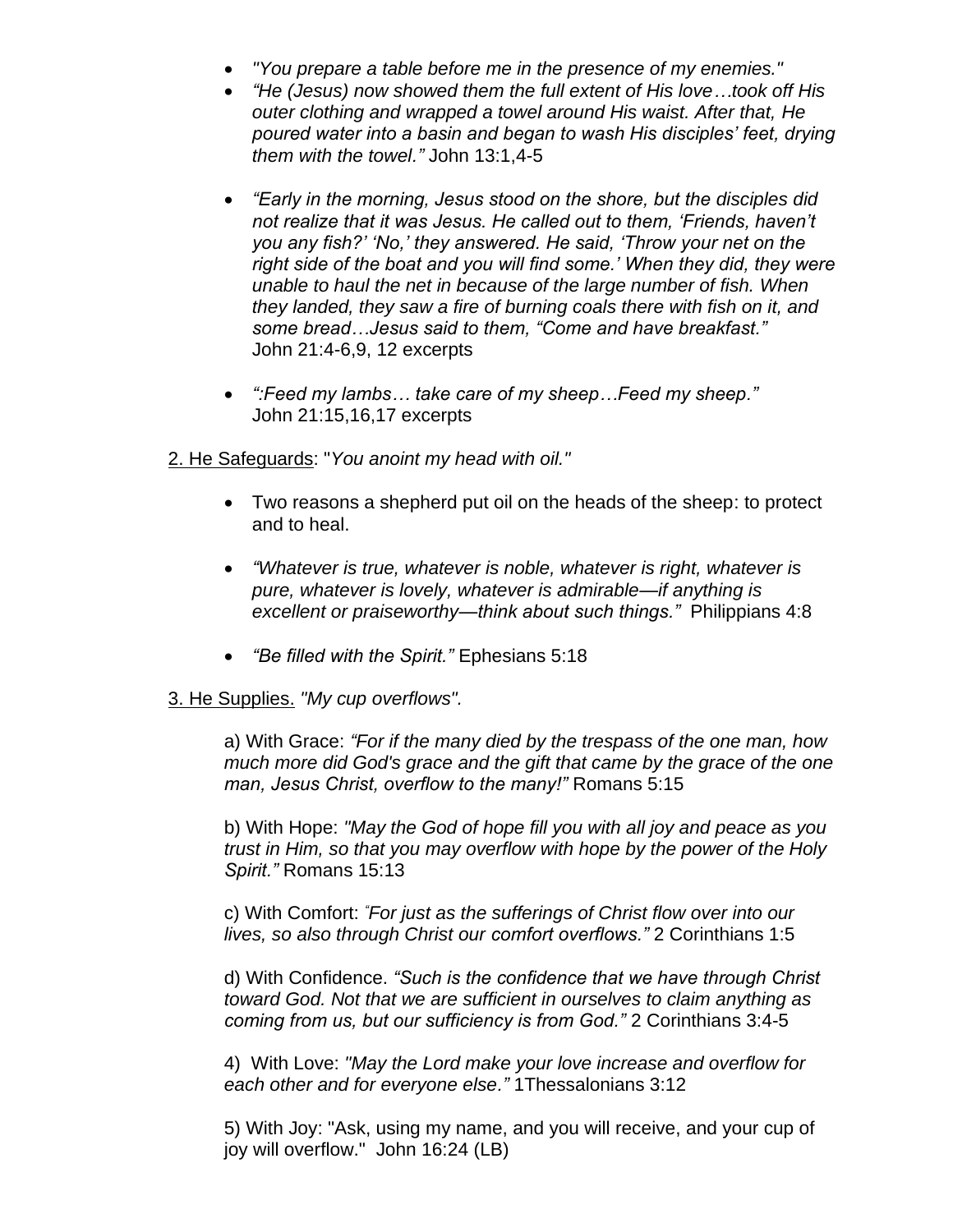- *"You prepare a table before me in the presence of my enemies."*
- *"He (Jesus) now showed them the full extent of His love…took off His outer clothing and wrapped a towel around His waist. After that, He poured water into a basin and began to wash His disciples' feet, drying them with the towel."* John 13:1,4-5

- *"Early in the morning, Jesus stood on the shore, but the disciples did not realize that it was Jesus. He called out to them, 'Friends, haven't you any fish?' 'No,' they answered. He said, 'Throw your net on the right side of the boat and you will find some.' When they did, they were unable to haul the net in because of the large number of fish. When they landed, they saw a fire of burning coals there with fish on it, and some bread…Jesus said to them, "Come and have breakfast."* John 21:4-6,9, 12 excerpts

- *":Feed my lambs… take care of my sheep…Feed my sheep."* John 21:15,16,17 excerpts

<u>2. He Safeguards</u>: "*You anoint my head with oil."*

- Two reasons a shepherd put oil on the heads of the sheep: to protect and to heal.

- *"Whatever is true, whatever is noble, whatever is right, whatever is pure, whatever is lovely, whatever is admirable—if anything is excellent or praiseworthy—think about such things."* Philippians 4:8

- *"Be filled with the Spirit."* Ephesians 5:18

<u>3. He Supplies.</u> *"My cup overflows".*

a) With Grace: *"For if the many died by the trespass of the one man, how much more did God's grace and the gift that came by the grace of the one man, Jesus Christ, overflow to the many!"* Romans 5:15

b) With Hope: *"May the God of hope fill you with all joy and peace as you trust in Him, so that you may overflow with hope by the power of the Holy Spirit."* Romans 15:13

c) With Comfort: *"For just as the sufferings of Christ flow over into our lives, so also through Christ our comfort overflows."* 2 Corinthians 1:5

d) With Confidence. *"Such is the confidence that we have through Christ toward God. Not that we are sufficient in ourselves to claim anything as coming from us, but our sufficiency is from God."* 2 Corinthians 3:4-5

4) With Love: *"May the Lord make your love increase and overflow for each other and for everyone else."* 1Thessalonians 3:12

5) With Joy: "Ask, using my name, and you will receive, and your cup of joy will overflow." John 16:24 (LB)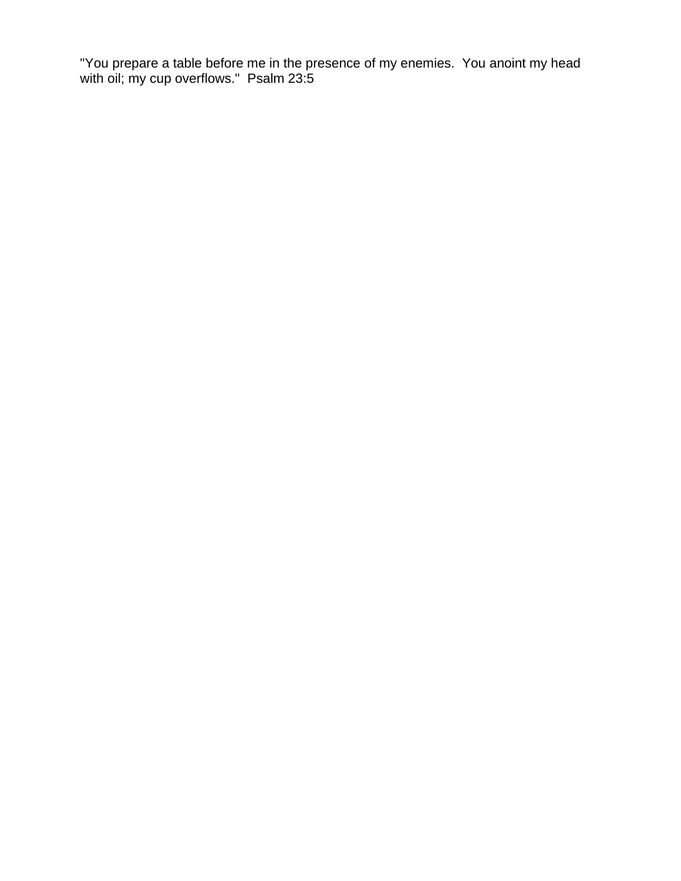"You prepare a table before me in the presence of my enemies.  You anoint my head with oil; my cup overflows."  Psalm 23:5